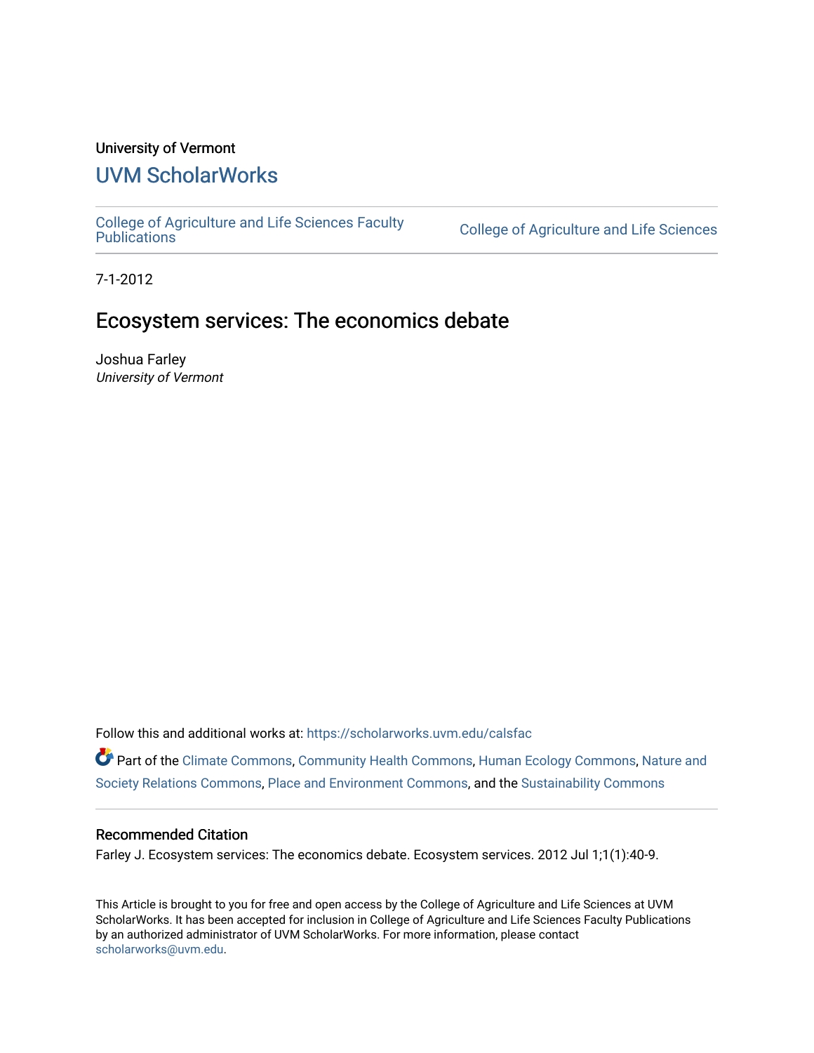University of Vermont

# UVM ScholarWorks

College of Agriculture and Life Sciences Faculty Publications | College of Agriculture and Life Sciences

7-1-2012

## Ecosystem services: The economics debate

Joshua Farley
*University of Vermont*

Follow this and additional works at: https://scholarworks.uvm.edu/calsfac

Part of the Climate Commons, Community Health Commons, Human Ecology Commons, Nature and Society Relations Commons, Place and Environment Commons, and the Sustainability Commons

### Recommended Citation

Farley J. Ecosystem services: The economics debate. Ecosystem services. 2012 Jul 1;1(1):40-9.

This Article is brought to you for free and open access by the College of Agriculture and Life Sciences at UVM ScholarWorks. It has been accepted for inclusion in College of Agriculture and Life Sciences Faculty Publications by an authorized administrator of UVM ScholarWorks. For more information, please contact scholarworks@uvm.edu.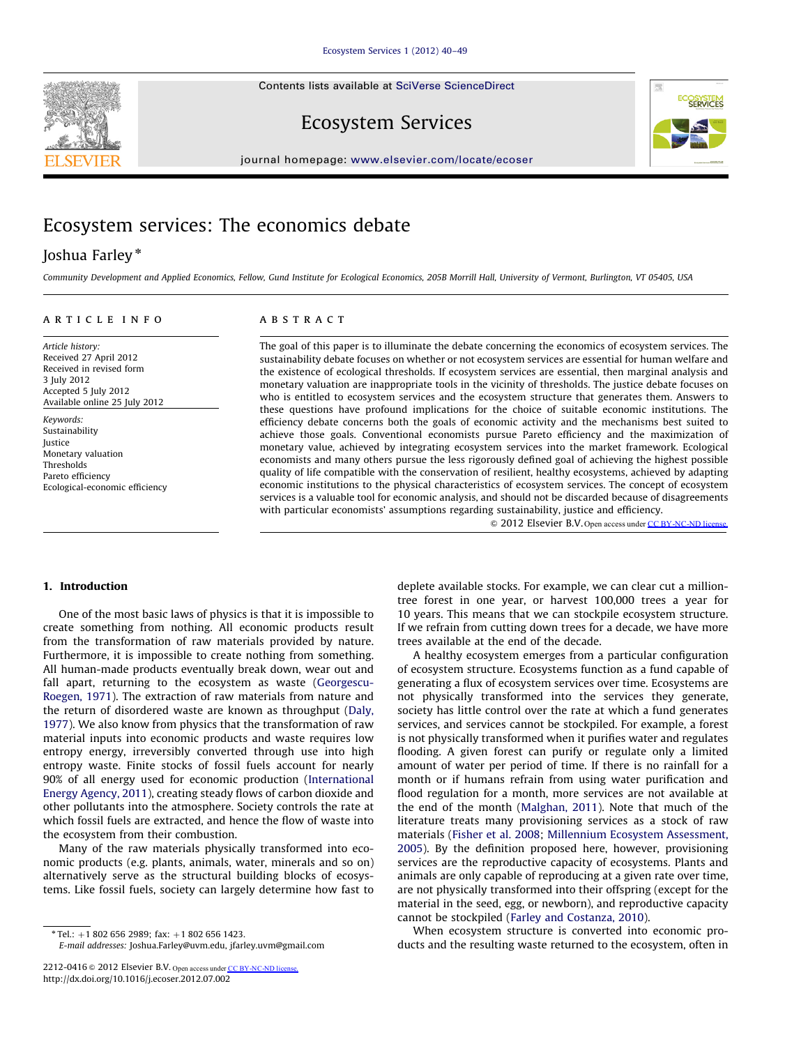# Ecosystem services: The economics debate

## Joshua Farley *

Community Development and Applied Economics, Fellow, Gund Institute for Ecological Economics, 205B Morrill Hall, University of Vermont, Burlington, VT 05405, USA

**ARTICLE INFO**

*Article history:*
Received 27 April 2012
Received in revised form
3 July 2012
Accepted 5 July 2012
Available online 25 July 2012

*Keywords:*
Sustainability
Justice
Monetary valuation
Thresholds
Pareto efficiency
Ecological-economic efficiency

**ABSTRACT**

The goal of this paper is to illuminate the debate concerning the economics of ecosystem services. The sustainability debate focuses on whether or not ecosystem services are essential for human welfare and the existence of ecological thresholds. If ecosystem services are essential, then marginal analysis and monetary valuation are inappropriate tools in the vicinity of thresholds. The justice debate focuses on who is entitled to ecosystem services and the ecosystem structure that generates them. Answers to these questions have profound implications for the choice of suitable economic institutions. The efficiency debate concerns both the goals of economic activity and the mechanisms best suited to achieve those goals. Conventional economists pursue Pareto efficiency and the maximization of monetary value, achieved by integrating ecosystem services into the market framework. Ecological economists and many others pursue the less rigorously defined goal of achieving the highest possible quality of life compatible with the conservation of resilient, healthy ecosystems, achieved by adapting economic institutions to the physical characteristics of ecosystem services. The concept of ecosystem services is a valuable tool for economic analysis, and should not be discarded because of disagreements with particular economists' assumptions regarding sustainability, justice and efficiency.

© 2012 Elsevier B.V. Open access under CC BY-NC-ND license.

## 1. Introduction

One of the most basic laws of physics is that it is impossible to create something from nothing. All economic products result from the transformation of raw materials provided by nature. Furthermore, it is impossible to create nothing from something. All human-made products eventually break down, wear out and fall apart, returning to the ecosystem as waste (Georgescu-Roegen, 1971). The extraction of raw materials from nature and the return of disordered waste are known as throughput (Daly, 1977). We also know from physics that the transformation of raw material inputs into economic products and waste requires low entropy energy, irreversibly converted through use into high entropy waste. Finite stocks of fossil fuels account for nearly 90% of all energy used for economic production (International Energy Agency, 2011), creating steady flows of carbon dioxide and other pollutants into the atmosphere. Society controls the rate at which fossil fuels are extracted, and hence the flow of waste into the ecosystem from their combustion.

Many of the raw materials physically transformed into economic products (e.g. plants, animals, water, minerals and so on) alternatively serve as the structural building blocks of ecosystems. Like fossil fuels, society can largely determine how fast to deplete available stocks. For example, we can clear cut a million-tree forest in one year, or harvest 100,000 trees a year for 10 years. This means that we can stockpile ecosystem structure. If we refrain from cutting down trees for a decade, we have more trees available at the end of the decade.

A healthy ecosystem emerges from a particular configuration of ecosystem structure. Ecosystems function as a fund capable of generating a flux of ecosystem services over time. Ecosystems are not physically transformed into the services they generate, society has little control over the rate at which a fund generates services, and services cannot be stockpiled. For example, a forest is not physically transformed when it purifies water and regulates flooding. A given forest can purify or regulate only a limited amount of water per period of time. If there is no rainfall for a month or if humans refrain from using water purification and flood regulation for a month, more services are not available at the end of the month (Malghan, 2011). Note that much of the literature treats many provisioning services as a stock of raw materials (Fisher et al. 2008; Millennium Ecosystem Assessment, 2005). By the definition proposed here, however, provisioning services are the reproductive capacity of ecosystems. Plants and animals are only capable of reproducing at a given rate over time, are not physically transformed into their offspring (except for the material in the seed, egg, or newborn), and reproductive capacity cannot be stockpiled (Farley and Costanza, 2010).

When ecosystem structure is converted into economic products and the resulting waste returned to the ecosystem, often in

---

* Tel.: +1 802 656 2989; fax: +1 802 656 1423.
E-mail addresses: Joshua.Farley@uvm.edu, jfarley.uvm@gmail.com

2212-0416 © 2012 Elsevier B.V. Open access under CC BY-NC-ND license.
http://dx.doi.org/10.1016/j.ecoser.2012.07.002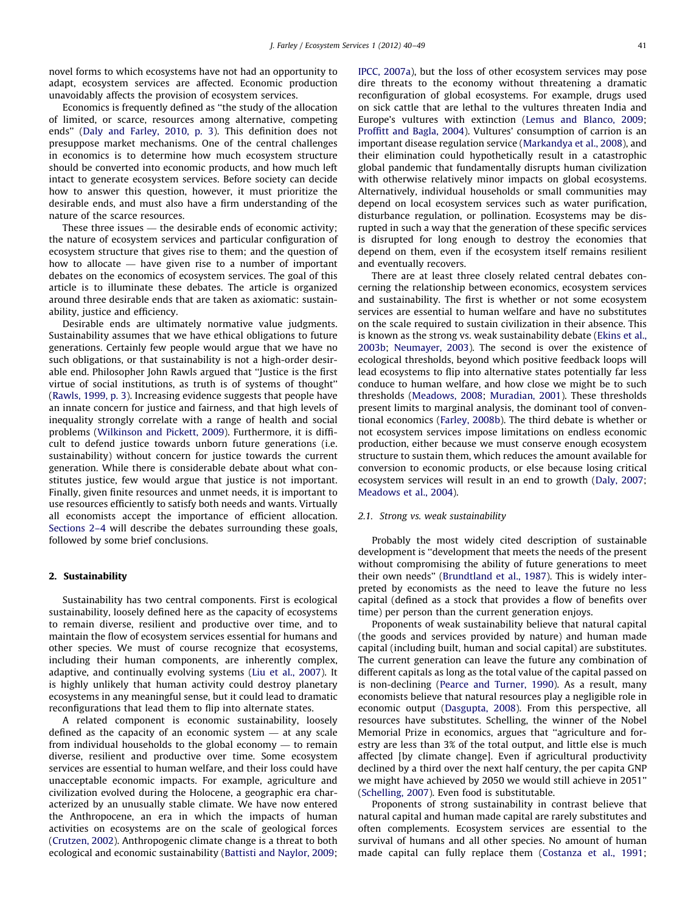novel forms to which ecosystems have not had an opportunity to adapt, ecosystem services are affected. Economic production unavoidably affects the provision of ecosystem services.

Economics is frequently defined as ''the study of the allocation of limited, or scarce, resources among alternative, competing ends'' (Daly and Farley, 2010, p. 3). This definition does not presuppose market mechanisms. One of the central challenges in economics is to determine how much ecosystem structure should be converted into economic products, and how much left intact to generate ecosystem services. Before society can decide how to answer this question, however, it must prioritize the desirable ends, and must also have a firm understanding of the nature of the scarce resources.

These three issues — the desirable ends of economic activity; the nature of ecosystem services and particular configuration of ecosystem structure that gives rise to them; and the question of how to allocate — have given rise to a number of important debates on the economics of ecosystem services. The goal of this article is to illuminate these debates. The article is organized around three desirable ends that are taken as axiomatic: sustainability, justice and efficiency.

Desirable ends are ultimately normative value judgments. Sustainability assumes that we have ethical obligations to future generations. Certainly few people would argue that we have no such obligations, or that sustainability is not a high-order desirable end. Philosopher John Rawls argued that ''Justice is the first virtue of social institutions, as truth is of systems of thought'' (Rawls, 1999, p. 3). Increasing evidence suggests that people have an innate concern for justice and fairness, and that high levels of inequality strongly correlate with a range of health and social problems (Wilkinson and Pickett, 2009). Furthermore, it is difficult to defend justice towards unborn future generations (i.e. sustainability) without concern for justice towards the current generation. While there is considerable debate about what constitutes justice, few would argue that justice is not important. Finally, given finite resources and unmet needs, it is important to use resources efficiently to satisfy both needs and wants. Virtually all economists accept the importance of efficient allocation. Sections 2–4 will describe the debates surrounding these goals, followed by some brief conclusions.

## 2. Sustainability

Sustainability has two central components. First is ecological sustainability, loosely defined here as the capacity of ecosystems to remain diverse, resilient and productive over time, and to maintain the flow of ecosystem services essential for humans and other species. We must of course recognize that ecosystems, including their human components, are inherently complex, adaptive, and continually evolving systems (Liu et al., 2007). It is highly unlikely that human activity could destroy planetary ecosystems in any meaningful sense, but it could lead to dramatic reconfigurations that lead them to flip into alternate states.

A related component is economic sustainability, loosely defined as the capacity of an economic system — at any scale from individual households to the global economy — to remain diverse, resilient and productive over time. Some ecosystem services are essential to human welfare, and their loss could have unacceptable economic impacts. For example, agriculture and civilization evolved during the Holocene, a geographic era characterized by an unusually stable climate. We have now entered the Anthropocene, an era in which the impacts of human activities on ecosystems are on the scale of geological forces (Crutzen, 2002). Anthropogenic climate change is a threat to both ecological and economic sustainability (Battisti and Naylor, 2009; IPCC, 2007a), but the loss of other ecosystem services may pose dire threats to the economy without threatening a dramatic reconfiguration of global ecosystems. For example, drugs used on sick cattle that are lethal to the vultures threaten India and Europe's vultures with extinction (Lemus and Blanco, 2009; Proffitt and Bagla, 2004). Vultures' consumption of carrion is an important disease regulation service (Markandya et al., 2008), and their elimination could hypothetically result in a catastrophic global pandemic that fundamentally disrupts human civilization with otherwise relatively minor impacts on global ecosystems. Alternatively, individual households or small communities may depend on local ecosystem services such as water purification, disturbance regulation, or pollination. Ecosystems may be disrupted in such a way that the generation of these specific services is disrupted for long enough to destroy the economies that depend on them, even if the ecosystem itself remains resilient and eventually recovers.

There are at least three closely related central debates concerning the relationship between economics, ecosystem services and sustainability. The first is whether or not some ecosystem services are essential to human welfare and have no substitutes on the scale required to sustain civilization in their absence. This is known as the strong vs. weak sustainability debate (Ekins et al., 2003b; Neumayer, 2003). The second is over the existence of ecological thresholds, beyond which positive feedback loops will lead ecosystems to flip into alternative states potentially far less conduce to human welfare, and how close we might be to such thresholds (Meadows, 2008; Muradian, 2001). These thresholds present limits to marginal analysis, the dominant tool of conventional economics (Farley, 2008b). The third debate is whether or not ecosystem services impose limitations on endless economic production, either because we must conserve enough ecosystem structure to sustain them, which reduces the amount available for conversion to economic products, or else because losing critical ecosystem services will result in an end to growth (Daly, 2007; Meadows et al., 2004).

### 2.1. Strong vs. weak sustainability

Probably the most widely cited description of sustainable development is ''development that meets the needs of the present without compromising the ability of future generations to meet their own needs'' (Brundtland et al., 1987). This is widely interpreted by economists as the need to leave the future no less capital (defined as a stock that provides a flow of benefits over time) per person than the current generation enjoys.

Proponents of weak sustainability believe that natural capital (the goods and services provided by nature) and human made capital (including built, human and social capital) are substitutes. The current generation can leave the future any combination of different capitals as long as the total value of the capital passed on is non-declining (Pearce and Turner, 1990). As a result, many economists believe that natural resources play a negligible role in economic output (Dasgupta, 2008). From this perspective, all resources have substitutes. Schelling, the winner of the Nobel Memorial Prize in economics, argues that ''agriculture and forestry are less than 3% of the total output, and little else is much affected [by climate change]. Even if agricultural productivity declined by a third over the next half century, the per capita GNP we might have achieved by 2050 we would still achieve in 2051'' (Schelling, 2007). Even food is substitutable.

Proponents of strong sustainability in contrast believe that natural capital and human made capital are rarely substitutes and often complements. Ecosystem services are essential to the survival of humans and all other species. No amount of human made capital can fully replace them (Costanza et al., 1991;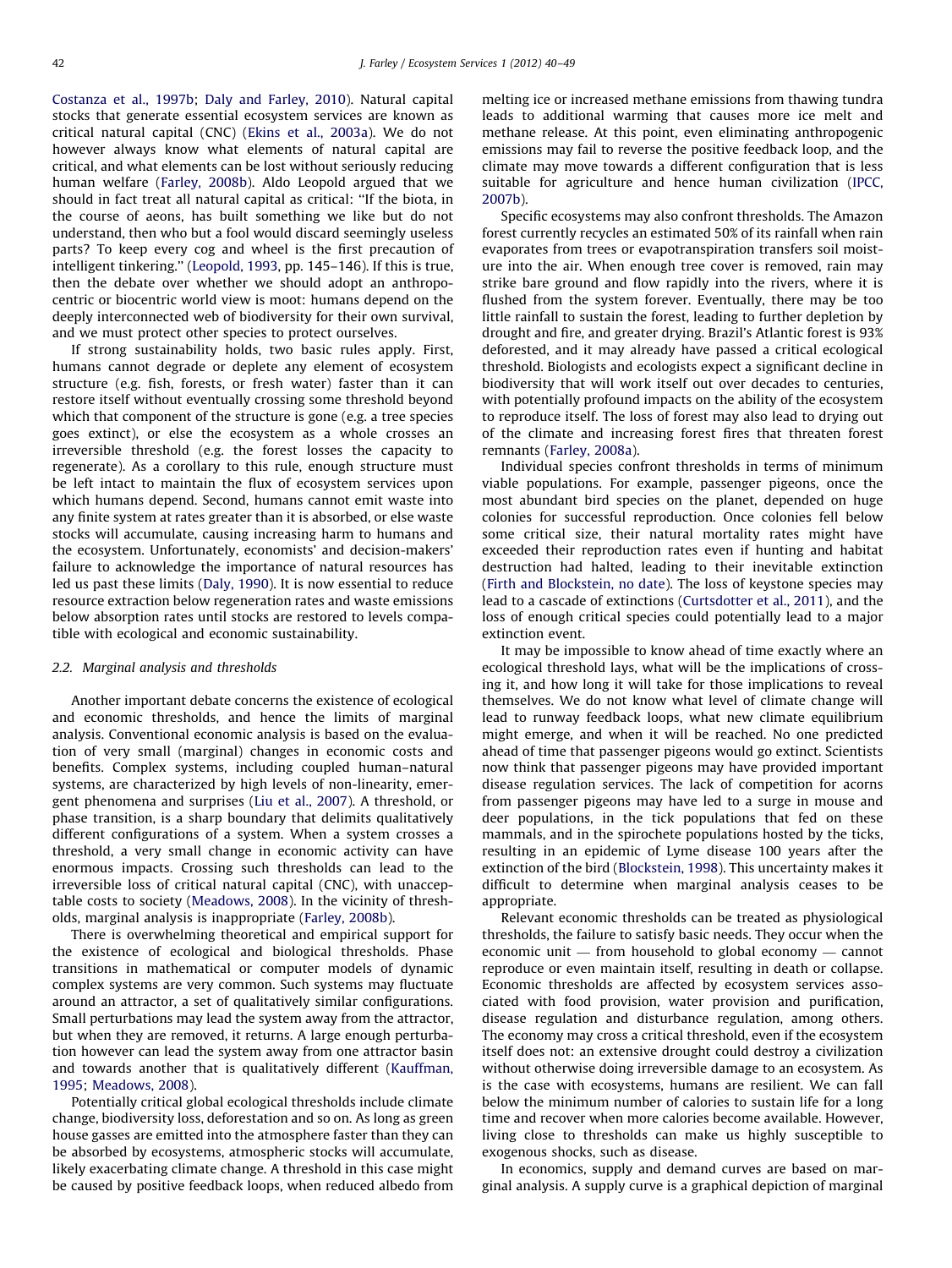Costanza et al., 1997b; Daly and Farley, 2010). Natural capital stocks that generate essential ecosystem services are known as critical natural capital (CNC) (Ekins et al., 2003a). We do not however always know what elements of natural capital are critical, and what elements can be lost without seriously reducing human welfare (Farley, 2008b). Aldo Leopold argued that we should in fact treat all natural capital as critical: ''If the biota, in the course of aeons, has built something we like but do not understand, then who but a fool would discard seemingly useless parts? To keep every cog and wheel is the first precaution of intelligent tinkering.'' (Leopold, 1993, pp. 145–146). If this is true, then the debate over whether we should adopt an anthropocentric or biocentric world view is moot: humans depend on the deeply interconnected web of biodiversity for their own survival, and we must protect other species to protect ourselves.

If strong sustainability holds, two basic rules apply. First, humans cannot degrade or deplete any element of ecosystem structure (e.g. fish, forests, or fresh water) faster than it can restore itself without eventually crossing some threshold beyond which that component of the structure is gone (e.g. a tree species goes extinct), or else the ecosystem as a whole crosses an irreversible threshold (e.g. the forest losses the capacity to regenerate). As a corollary to this rule, enough structure must be left intact to maintain the flux of ecosystem services upon which humans depend. Second, humans cannot emit waste into any finite system at rates greater than it is absorbed, or else waste stocks will accumulate, causing increasing harm to humans and the ecosystem. Unfortunately, economists' and decision-makers' failure to acknowledge the importance of natural resources has led us past these limits (Daly, 1990). It is now essential to reduce resource extraction below regeneration rates and waste emissions below absorption rates until stocks are restored to levels compatible with ecological and economic sustainability.

### 2.2. Marginal analysis and thresholds

Another important debate concerns the existence of ecological and economic thresholds, and hence the limits of marginal analysis. Conventional economic analysis is based on the evaluation of very small (marginal) changes in economic costs and benefits. Complex systems, including coupled human–natural systems, are characterized by high levels of non-linearity, emergent phenomena and surprises (Liu et al., 2007). A threshold, or phase transition, is a sharp boundary that delimits qualitatively different configurations of a system. When a system crosses a threshold, a very small change in economic activity can have enormous impacts. Crossing such thresholds can lead to the irreversible loss of critical natural capital (CNC), with unacceptable costs to society (Meadows, 2008). In the vicinity of thresholds, marginal analysis is inappropriate (Farley, 2008b).

There is overwhelming theoretical and empirical support for the existence of ecological and biological thresholds. Phase transitions in mathematical or computer models of dynamic complex systems are very common. Such systems may fluctuate around an attractor, a set of qualitatively similar configurations. Small perturbations may lead the system away from the attractor, but when they are removed, it returns. A large enough perturbation however can lead the system away from one attractor basin and towards another that is qualitatively different (Kauffman, 1995; Meadows, 2008).

Potentially critical global ecological thresholds include climate change, biodiversity loss, deforestation and so on. As long as green house gasses are emitted into the atmosphere faster than they can be absorbed by ecosystems, atmospheric stocks will accumulate, likely exacerbating climate change. A threshold in this case might be caused by positive feedback loops, when reduced albedo from melting ice or increased methane emissions from thawing tundra leads to additional warming that causes more ice melt and methane release. At this point, even eliminating anthropogenic emissions may fail to reverse the positive feedback loop, and the climate may move towards a different configuration that is less suitable for agriculture and hence human civilization (IPCC, 2007b).

Specific ecosystems may also confront thresholds. The Amazon forest currently recycles an estimated 50% of its rainfall when rain evaporates from trees or evapotranspiration transfers soil moisture into the air. When enough tree cover is removed, rain may strike bare ground and flow rapidly into the rivers, where it is flushed from the system forever. Eventually, there may be too little rainfall to sustain the forest, leading to further depletion by drought and fire, and greater drying. Brazil's Atlantic forest is 93% deforested, and it may already have passed a critical ecological threshold. Biologists and ecologists expect a significant decline in biodiversity that will work itself out over decades to centuries, with potentially profound impacts on the ability of the ecosystem to reproduce itself. The loss of forest may also lead to drying out of the climate and increasing forest fires that threaten forest remnants (Farley, 2008a).

Individual species confront thresholds in terms of minimum viable populations. For example, passenger pigeons, once the most abundant bird species on the planet, depended on huge colonies for successful reproduction. Once colonies fell below some critical size, their natural mortality rates might have exceeded their reproduction rates even if hunting and habitat destruction had halted, leading to their inevitable extinction (Firth and Blockstein, no date). The loss of keystone species may lead to a cascade of extinctions (Curtsdotter et al., 2011), and the loss of enough critical species could potentially lead to a major extinction event.

It may be impossible to know ahead of time exactly where an ecological threshold lays, what will be the implications of crossing it, and how long it will take for those implications to reveal themselves. We do not know what level of climate change will lead to runway feedback loops, what new climate equilibrium might emerge, and when it will be reached. No one predicted ahead of time that passenger pigeons would go extinct. Scientists now think that passenger pigeons may have provided important disease regulation services. The lack of competition for acorns from passenger pigeons may have led to a surge in mouse and deer populations, in the tick populations that fed on these mammals, and in the spirochete populations hosted by the ticks, resulting in an epidemic of Lyme disease 100 years after the extinction of the bird (Blockstein, 1998). This uncertainty makes it difficult to determine when marginal analysis ceases to be appropriate.

Relevant economic thresholds can be treated as physiological thresholds, the failure to satisfy basic needs. They occur when the economic unit — from household to global economy — cannot reproduce or even maintain itself, resulting in death or collapse. Economic thresholds are affected by ecosystem services associated with food provision, water provision and purification, disease regulation and disturbance regulation, among others. The economy may cross a critical threshold, even if the ecosystem itself does not: an extensive drought could destroy a civilization without otherwise doing irreversible damage to an ecosystem. As is the case with ecosystems, humans are resilient. We can fall below the minimum number of calories to sustain life for a long time and recover when more calories become available. However, living close to thresholds can make us highly susceptible to exogenous shocks, such as disease.

In economics, supply and demand curves are based on marginal analysis. A supply curve is a graphical depiction of marginal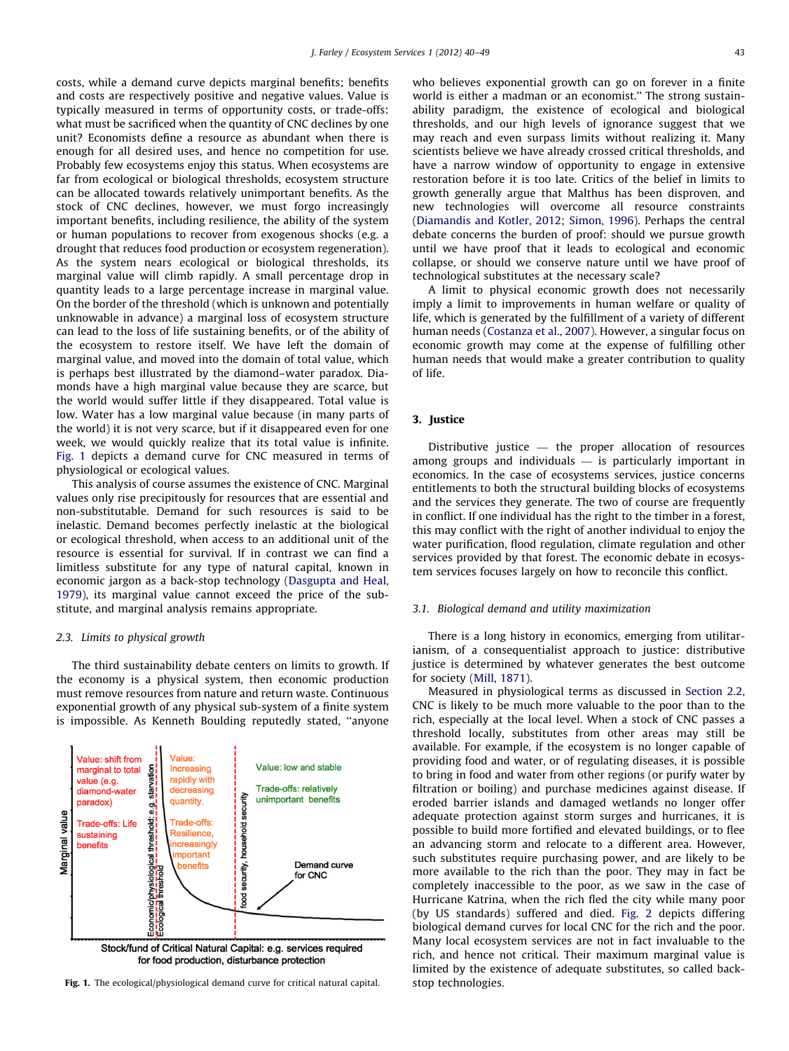costs, while a demand curve depicts marginal benefits; benefits and costs are respectively positive and negative values. Value is typically measured in terms of opportunity costs, or trade-offs: what must be sacrificed when the quantity of CNC declines by one unit? Economists define a resource as abundant when there is enough for all desired uses, and hence no competition for use. Probably few ecosystems enjoy this status. When ecosystems are far from ecological or biological thresholds, ecosystem structure can be allocated towards relatively unimportant benefits. As the stock of CNC declines, however, we must forgo increasingly important benefits, including resilience, the ability of the system or human populations to recover from exogenous shocks (e.g. a drought that reduces food production or ecosystem regeneration). As the system nears ecological or biological thresholds, its marginal value will climb rapidly. A small percentage drop in quantity leads to a large percentage increase in marginal value. On the border of the threshold (which is unknown and potentially unknowable in advance) a marginal loss of ecosystem structure can lead to the loss of life sustaining benefits, or of the ability of the ecosystem to restore itself. We have left the domain of marginal value, and moved into the domain of total value, which is perhaps best illustrated by the diamond–water paradox. Diamonds have a high marginal value because they are scarce, but the world would suffer little if they disappeared. Total value is low. Water has a low marginal value because (in many parts of the world) it is not very scarce, but if it disappeared even for one week, we would quickly realize that its total value is infinite. Fig. 1 depicts a demand curve for CNC measured in terms of physiological or ecological values.

This analysis of course assumes the existence of CNC. Marginal values only rise precipitously for resources that are essential and non-substitutable. Demand for such resources is said to be inelastic. Demand becomes perfectly inelastic at the biological or ecological threshold, when access to an additional unit of the resource is essential for survival. If in contrast we can find a limitless substitute for any type of natural capital, known in economic jargon as a back-stop technology (Dasgupta and Heal, 1979), its marginal value cannot exceed the price of the substitute, and marginal analysis remains appropriate.

### 2.3. Limits to physical growth

The third sustainability debate centers on limits to growth. If the economy is a physical system, then economic production must remove resources from nature and return waste. Continuous exponential growth of any physical sub-system of a finite system is impossible. As Kenneth Boulding reputedly stated, "anyone who believes exponential growth can go on forever in a finite world is either a madman or an economist." The strong sustainability paradigm, the existence of ecological and biological thresholds, and our high levels of ignorance suggest that we may reach and even surpass limits without realizing it. Many scientists believe we have already crossed critical thresholds, and have a narrow window of opportunity to engage in extensive restoration before it is too late. Critics of the belief in limits to growth generally argue that Malthus has been disproven, and new technologies will overcome all resource constraints (Diamandis and Kotler, 2012; Simon, 1996). Perhaps the central debate concerns the burden of proof: should we pursue growth until we have proof that it leads to ecological and economic collapse, or should we conserve nature until we have proof of technological substitutes at the necessary scale?

A limit to physical economic growth does not necessarily imply a limit to improvements in human welfare or quality of life, which is generated by the fulfillment of a variety of different human needs (Costanza et al., 2007). However, a singular focus on economic growth may come at the expense of fulfilling other human needs that would make a greater contribution to quality of life.

Value: shift from marginal to total value (e.g. diamond-water paradox)
Trade-offs: Life sustaining benefits
Economic/physiological threshold: e.g. starvation
Ecological threshold
Value: Increasing rapidly with decreasing quantity.
Trade-offs: Resilience, increasingly important benefits
food security, household security
Value: low and stable
Trade-offs: relatively unimportant benefits
Demand curve for CNC
Marginal value
Stock/fund of Critical Natural Capital: e.g. services required for food production, disturbance protection

**Fig. 1.** The ecological/physiological demand curve for critical natural capital.

## 3. Justice

Distributive justice — the proper allocation of resources among groups and individuals — is particularly important in economics. In the case of ecosystems services, justice concerns entitlements to both the structural building blocks of ecosystems and the services they generate. The two of course are frequently in conflict. If one individual has the right to the timber in a forest, this may conflict with the right of another individual to enjoy the water purification, flood regulation, climate regulation and other services provided by that forest. The economic debate in ecosystem services focuses largely on how to reconcile this conflict.

### 3.1. Biological demand and utility maximization

There is a long history in economics, emerging from utilitarianism, of a consequentialist approach to justice: distributive justice is determined by whatever generates the best outcome for society (Mill, 1871).

Measured in physiological terms as discussed in Section 2.2, CNC is likely to be much more valuable to the poor than to the rich, especially at the local level. When a stock of CNC passes a threshold locally, substitutes from other areas may still be available. For example, if the ecosystem is no longer capable of providing food and water, or of regulating diseases, it is possible to bring in food and water from other regions (or purify water by filtration or boiling) and purchase medicines against disease. If eroded barrier islands and damaged wetlands no longer offer adequate protection against storm surges and hurricanes, it is possible to build more fortified and elevated buildings, or to flee an advancing storm and relocate to a different area. However, such substitutes require purchasing power, and are likely to be more available to the rich than the poor. They may in fact be completely inaccessible to the poor, as we saw in the case of Hurricane Katrina, when the rich fled the city while many poor (by US standards) suffered and died. Fig. 2 depicts differing biological demand curves for local CNC for the rich and the poor. Many local ecosystem services are not in fact invaluable to the rich, and hence not critical. Their maximum marginal value is limited by the existence of adequate substitutes, so called backstop technologies.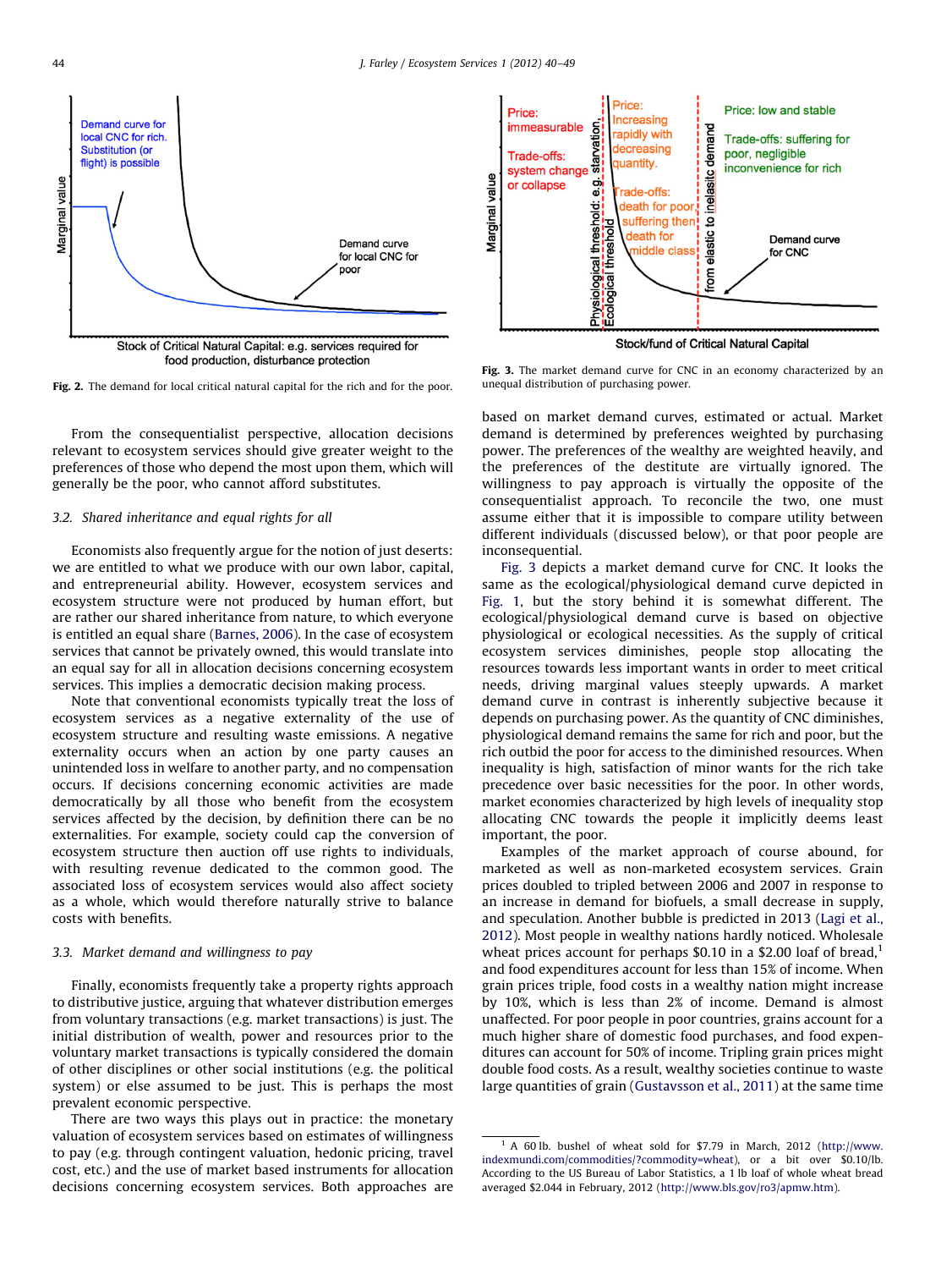Demand curve for local CNC for rich. Substitution (or flight) is possible

Demand curve for local CNC for poor

Marginal value

Stock of Critical Natural Capital: e.g. services required for food production, disturbance protection

**Fig. 2.** The demand for local critical natural capital for the rich and for the poor.

Price: immeasurable

Trade-offs: system change or collapse

Physiological threshold: e.g. starvation; Ecological threshold

Price: Increasing rapidly with decreasing quantity.

Trade-offs: death for poor, suffering then death for middle class

from elastic to inelasitc demand

Price: low and stable

Trade-offs: suffering for poor, negligible inconvenience for rich

Demand curve for CNC

Marginal value

Stock/fund of Critical Natural Capital

**Fig. 3.** The market demand curve for CNC in an economy characterized by an unequal distribution of purchasing power.

From the consequentialist perspective, allocation decisions relevant to ecosystem services should give greater weight to the preferences of those who depend the most upon them, which will generally be the poor, who cannot afford substitutes.

### 3.2. Shared inheritance and equal rights for all

Economists also frequently argue for the notion of just deserts: we are entitled to what we produce with our own labor, capital, and entrepreneurial ability. However, ecosystem services and ecosystem structure were not produced by human effort, but are rather our shared inheritance from nature, to which everyone is entitled an equal share (Barnes, 2006). In the case of ecosystem services that cannot be privately owned, this would translate into an equal say for all in allocation decisions concerning ecosystem services. This implies a democratic decision making process.

Note that conventional economists typically treat the loss of ecosystem services as a negative externality of the use of ecosystem structure and resulting waste emissions. A negative externality occurs when an action by one party causes an unintended loss in welfare to another party, and no compensation occurs. If decisions concerning economic activities are made democratically by all those who benefit from the ecosystem services affected by the decision, by definition there can be no externalities. For example, society could cap the conversion of ecosystem structure then auction off use rights to individuals, with resulting revenue dedicated to the common good. The associated loss of ecosystem services would also affect society as a whole, which would therefore naturally strive to balance costs with benefits.

### 3.3. Market demand and willingness to pay

Finally, economists frequently take a property rights approach to distributive justice, arguing that whatever distribution emerges from voluntary transactions (e.g. market transactions) is just. The initial distribution of wealth, power and resources prior to the voluntary market transactions is typically considered the domain of other disciplines or other social institutions (e.g. the political system) or else assumed to be just. This is perhaps the most prevalent economic perspective.

There are two ways this plays out in practice: the monetary valuation of ecosystem services based on estimates of willingness to pay (e.g. through contingent valuation, hedonic pricing, travel cost, etc.) and the use of market based instruments for allocation decisions concerning ecosystem services. Both approaches are based on market demand curves, estimated or actual. Market demand is determined by preferences weighted by purchasing power. The preferences of the wealthy are weighted heavily, and the preferences of the destitute are virtually ignored. The willingness to pay approach is virtually the opposite of the consequentialist approach. To reconcile the two, one must assume either that it is impossible to compare utility between different individuals (discussed below), or that poor people are inconsequential.

Fig. 3 depicts a market demand curve for CNC. It looks the same as the ecological/physiological demand curve depicted in Fig. 1, but the story behind it is somewhat different. The ecological/physiological demand curve is based on objective physiological or ecological necessities. As the supply of critical ecosystem services diminishes, people stop allocating the resources towards less important wants in order to meet critical needs, driving marginal values steeply upwards. A market demand curve in contrast is inherently subjective because it depends on purchasing power. As the quantity of CNC diminishes, physiological demand remains the same for rich and poor, but the rich outbid the poor for access to the diminished resources. When inequality is high, satisfaction of minor wants for the rich take precedence over basic necessities for the poor. In other words, market economies characterized by high levels of inequality stop allocating CNC towards the people it implicitly deems least important, the poor.

Examples of the market approach of course abound, for marketed as well as non-marketed ecosystem services. Grain prices doubled to tripled between 2006 and 2007 in response to an increase in demand for biofuels, a small decrease in supply, and speculation. Another bubble is predicted in 2013 (Lagi et al., 2012). Most people in wealthy nations hardly noticed. Wholesale wheat prices account for perhaps $0.10 in a $2.00 loaf of bread,[1] and food expenditures account for less than 15% of income. When grain prices triple, food costs in a wealthy nation might increase by 10%, which is less than 2% of income. Demand is almost unaffected. For poor people in poor countries, grains account for a much higher share of domestic food purchases, and food expenditures can account for 50% of income. Tripling grain prices might double food costs. As a result, wealthy societies continue to waste large quantities of grain (Gustavsson et al., 2011) at the same time

[1] A 60 lb. bushel of wheat sold for $7.79 in March, 2012 (http://www.indexmundi.com/commodities/?commodity=wheat), or a bit over $0.10/lb. According to the US Bureau of Labor Statistics, a 1 lb loaf of whole wheat bread averaged $2.044 in February, 2012 (http://www.bls.gov/ro3/apmw.htm).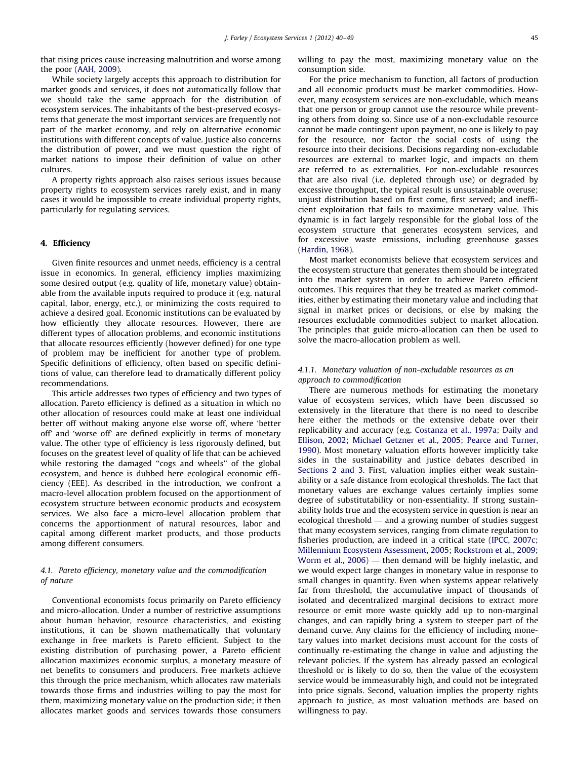that rising prices cause increasing malnutrition and worse among the poor (AAH, 2009).

While society largely accepts this approach to distribution for market goods and services, it does not automatically follow that we should take the same approach for the distribution of ecosystem services. The inhabitants of the best-preserved ecosystems that generate the most important services are frequently not part of the market economy, and rely on alternative economic institutions with different concepts of value. Justice also concerns the distribution of power, and we must question the right of market nations to impose their definition of value on other cultures.

A property rights approach also raises serious issues because property rights to ecosystem services rarely exist, and in many cases it would be impossible to create individual property rights, particularly for regulating services.

## 4. Efficiency

Given finite resources and unmet needs, efficiency is a central issue in economics. In general, efficiency implies maximizing some desired output (e.g. quality of life, monetary value) obtainable from the available inputs required to produce it (e.g. natural capital, labor, energy, etc.), or minimizing the costs required to achieve a desired goal. Economic institutions can be evaluated by how efficiently they allocate resources. However, there are different types of allocation problems, and economic institutions that allocate resources efficiently (however defined) for one type of problem may be inefficient for another type of problem. Specific definitions of efficiency, often based on specific definitions of value, can therefore lead to dramatically different policy recommendations.

This article addresses two types of efficiency and two types of allocation. Pareto efficiency is defined as a situation in which no other allocation of resources could make at least one individual better off without making anyone else worse off, where 'better off' and 'worse off' are defined explicitly in terms of monetary value. The other type of efficiency is less rigorously defined, but focuses on the greatest level of quality of life that can be achieved while restoring the damaged "cogs and wheels" of the global ecosystem, and hence is dubbed here ecological economic efficiency (EEE). As described in the introduction, we confront a macro-level allocation problem focused on the apportionment of ecosystem structure between economic products and ecosystem services. We also face a micro-level allocation problem that concerns the apportionment of natural resources, labor and capital among different market products, and those products among different consumers.

### 4.1. Pareto efficiency, monetary value and the commodification of nature

Conventional economists focus primarily on Pareto efficiency and micro-allocation. Under a number of restrictive assumptions about human behavior, resource characteristics, and existing institutions, it can be shown mathematically that voluntary exchange in free markets is Pareto efficient. Subject to the existing distribution of purchasing power, a Pareto efficient allocation maximizes economic surplus, a monetary measure of net benefits to consumers and producers. Free markets achieve this through the price mechanism, which allocates raw materials towards those firms and industries willing to pay the most for them, maximizing monetary value on the production side; it then allocates market goods and services towards those consumers willing to pay the most, maximizing monetary value on the consumption side.

For the price mechanism to function, all factors of production and all economic products must be market commodities. However, many ecosystem services are non-excludable, which means that one person or group cannot use the resource while preventing others from doing so. Since use of a non-excludable resource cannot be made contingent upon payment, no one is likely to pay for the resource, nor factor the social costs of using the resource into their decisions. Decisions regarding non-excludable resources are external to market logic, and impacts on them are referred to as externalities. For non-excludable resources that are also rival (i.e. depleted through use) or degraded by excessive throughput, the typical result is unsustainable overuse; unjust distribution based on first come, first served; and inefficient exploitation that fails to maximize monetary value. This dynamic is in fact largely responsible for the global loss of the ecosystem structure that generates ecosystem services, and for excessive waste emissions, including greenhouse gasses (Hardin, 1968).

Most market economists believe that ecosystem services and the ecosystem structure that generates them should be integrated into the market system in order to achieve Pareto efficient outcomes. This requires that they be treated as market commodities, either by estimating their monetary value and including that signal in market prices or decisions, or else by making the resources excludable commodities subject to market allocation. The principles that guide micro-allocation can then be used to solve the macro-allocation problem as well.

#### 4.1.1. Monetary valuation of non-excludable resources as an approach to commodification

There are numerous methods for estimating the monetary value of ecosystem services, which have been discussed so extensively in the literature that there is no need to describe here either the methods or the extensive debate over their replicability and accuracy (e.g. Costanza et al., 1997a; Daily and Ellison, 2002; Michael Getzner et al., 2005; Pearce and Turner, 1990). Most monetary valuation efforts however implicitly take sides in the sustainability and justice debates described in Sections 2 and 3. First, valuation implies either weak sustainability or a safe distance from ecological thresholds. The fact that monetary values are exchange values certainly implies some degree of substitutability or non-essentiality. If strong sustainability holds true and the ecosystem service in question is near an ecological threshold — and a growing number of studies suggest that many ecosystem services, ranging from climate regulation to fisheries production, are indeed in a critical state (IPCC, 2007c; Millennium Ecosystem Assessment, 2005; Rockstrom et al., 2009; Worm et al., 2006) — then demand will be highly inelastic, and we would expect large changes in monetary value in response to small changes in quantity. Even when systems appear relatively far from threshold, the accumulative impact of thousands of isolated and decentralized marginal decisions to extract more resource or emit more waste quickly add up to non-marginal changes, and can rapidly bring a system to steeper part of the demand curve. Any claims for the efficiency of including monetary values into market decisions must account for the costs of continually re-estimating the change in value and adjusting the relevant policies. If the system has already passed an ecological threshold or is likely to do so, then the value of the ecosystem service would be immeasurably high, and could not be integrated into price signals. Second, valuation implies the property rights approach to justice, as most valuation methods are based on willingness to pay.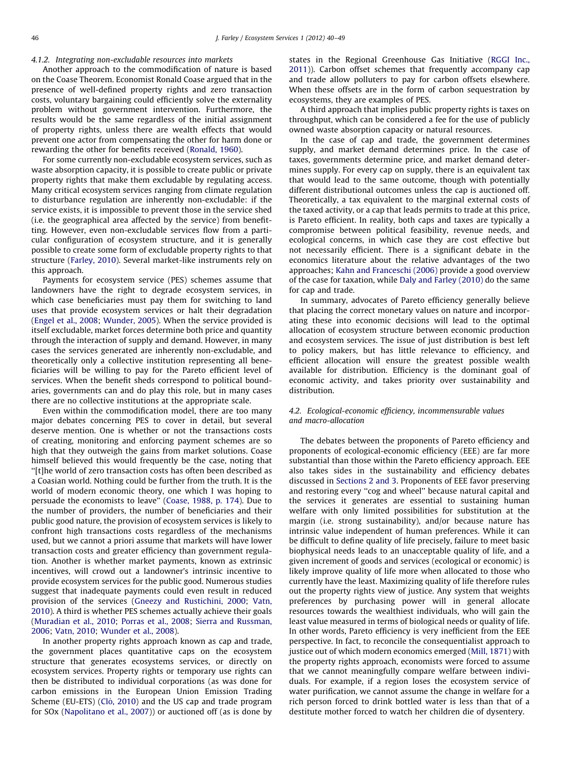#### 4.1.2. Integrating non-excludable resources into markets

Another approach to the commodification of nature is based on the Coase Theorem. Economist Ronald Coase argued that in the presence of well-defined property rights and zero transaction costs, voluntary bargaining could efficiently solve the externality problem without government intervention. Furthermore, the results would be the same regardless of the initial assignment of property rights, unless there are wealth effects that would prevent one actor from compensating the other for harm done or rewarding the other for benefits received (Ronald, 1960).

For some currently non-excludable ecosystem services, such as waste absorption capacity, it is possible to create public or private property rights that make them excludable by regulating access. Many critical ecosystem services ranging from climate regulation to disturbance regulation are inherently non-excludable: if the service exists, it is impossible to prevent those in the service shed (i.e. the geographical area affected by the service) from benefitting. However, even non-excludable services flow from a particular configuration of ecosystem structure, and it is generally possible to create some form of excludable property rights to that structure (Farley, 2010). Several market-like instruments rely on this approach.

Payments for ecosystem service (PES) schemes assume that landowners have the right to degrade ecosystem services, in which case beneficiaries must pay them for switching to land uses that provide ecosystem services or halt their degradation (Engel et al., 2008; Wunder, 2005). When the service provided is itself excludable, market forces determine both price and quantity through the interaction of supply and demand. However, in many cases the services generated are inherently non-excludable, and theoretically only a collective institution representing all beneficiaries will be willing to pay for the Pareto efficient level of services. When the benefit sheds correspond to political boundaries, governments can and do play this role, but in many cases there are no collective institutions at the appropriate scale.

Even within the commodification model, there are too many major debates concerning PES to cover in detail, but several deserve mention. One is whether or not the transactions costs of creating, monitoring and enforcing payment schemes are so high that they outweigh the gains from market solutions. Coase himself believed this would frequently be the case, noting that ''[t]he world of zero transaction costs has often been described as a Coasian world. Nothing could be further from the truth. It is the world of modern economic theory, one which I was hoping to persuade the economists to leave'' (Coase, 1988, p. 174). Due to the number of providers, the number of beneficiaries and their public good nature, the provision of ecosystem services is likely to confront high transactions costs regardless of the mechanisms used, but we cannot a priori assume that markets will have lower transaction costs and greater efficiency than government regulation. Another is whether market payments, known as extrinsic incentives, will crowd out a landowner's intrinsic incentive to provide ecosystem services for the public good. Numerous studies suggest that inadequate payments could even result in reduced provision of the services (Gneezy and Rustichini, 2000; Vatn, 2010). A third is whether PES schemes actually achieve their goals (Muradian et al., 2010; Porras et al., 2008; Sierra and Russman, 2006; Vatn, 2010; Wunder et al., 2008).

In another property rights approach known as cap and trade, the government places quantitative caps on the ecosystem structure that generates ecosystems services, or directly on ecosystem services. Property rights or temporary use rights can then be distributed to individual corporations (as was done for carbon emissions in the European Union Emission Trading Scheme (EU-ETS) (Clò, 2010) and the US cap and trade program for SOx (Napolitano et al., 2007)) or auctioned off (as is done by states in the Regional Greenhouse Gas Initiative (RGGI Inc., 2011)). Carbon offset schemes that frequently accompany cap and trade allow polluters to pay for carbon offsets elsewhere. When these offsets are in the form of carbon sequestration by ecosystems, they are examples of PES.

A third approach that implies public property rights is taxes on throughput, which can be considered a fee for the use of publicly owned waste absorption capacity or natural resources.

In the case of cap and trade, the government determines supply, and market demand determines price. In the case of taxes, governments determine price, and market demand determines supply. For every cap on supply, there is an equivalent tax that would lead to the same outcome, though with potentially different distributional outcomes unless the cap is auctioned off. Theoretically, a tax equivalent to the marginal external costs of the taxed activity, or a cap that leads permits to trade at this price, is Pareto efficient. In reality, both caps and taxes are typically a compromise between political feasibility, revenue needs, and ecological concerns, in which case they are cost effective but not necessarily efficient. There is a significant debate in the economics literature about the relative advantages of the two approaches; Kahn and Franceschi (2006) provide a good overview of the case for taxation, while Daly and Farley (2010) do the same for cap and trade.

In summary, advocates of Pareto efficiency generally believe that placing the correct monetary values on nature and incorporating these into economic decisions will lead to the optimal allocation of ecosystem structure between economic production and ecosystem services. The issue of just distribution is best left to policy makers, but has little relevance to efficiency, and efficient allocation will ensure the greatest possible wealth available for distribution. Efficiency is the dominant goal of economic activity, and takes priority over sustainability and distribution.

### 4.2. Ecological-economic efficiency, incommensurable values and macro-allocation

The debates between the proponents of Pareto efficiency and proponents of ecological-economic efficiency (EEE) are far more substantial than those within the Pareto efficiency approach. EEE also takes sides in the sustainability and efficiency debates discussed in Sections 2 and 3. Proponents of EEE favor preserving and restoring every ''cog and wheel'' because natural capital and the services it generates are essential to sustaining human welfare with only limited possibilities for substitution at the margin (i.e. strong sustainability), and/or because nature has intrinsic value independent of human preferences. While it can be difficult to define quality of life precisely, failure to meet basic biophysical needs leads to an unacceptable quality of life, and a given increment of goods and services (ecological or economic) is likely improve quality of life more when allocated to those who currently have the least. Maximizing quality of life therefore rules out the property rights view of justice. Any system that weights preferences by purchasing power will in general allocate resources towards the wealthiest individuals, who will gain the least value measured in terms of biological needs or quality of life. In other words, Pareto efficiency is very inefficient from the EEE perspective. In fact, to reconcile the consequentialist approach to justice out of which modern economics emerged (Mill, 1871) with the property rights approach, economists were forced to assume that we cannot meaningfully compare welfare between individuals. For example, if a region loses the ecosystem service of water purification, we cannot assume the change in welfare for a rich person forced to drink bottled water is less than that of a destitute mother forced to watch her children die of dysentery.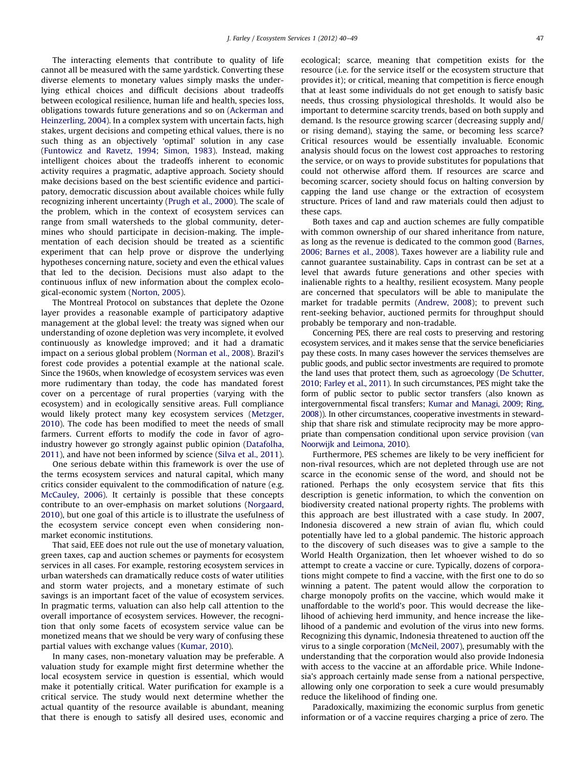The interacting elements that contribute to quality of life cannot all be measured with the same yardstick. Converting these diverse elements to monetary values simply masks the underlying ethical choices and difficult decisions about tradeoffs between ecological resilience, human life and health, species loss, obligations towards future generations and so on (Ackerman and Heinzerling, 2004). In a complex system with uncertain facts, high stakes, urgent decisions and competing ethical values, there is no such thing as an objectively 'optimal' solution in any case (Funtowicz and Ravetz, 1994; Simon, 1983). Instead, making intelligent choices about the tradeoffs inherent to economic activity requires a pragmatic, adaptive approach. Society should make decisions based on the best scientific evidence and participatory, democratic discussion about available choices while fully recognizing inherent uncertainty (Prugh et al., 2000). The scale of the problem, which in the context of ecosystem services can range from small watersheds to the global community, determines who should participate in decision-making. The implementation of each decision should be treated as a scientific experiment that can help prove or disprove the underlying hypotheses concerning nature, society and even the ethical values that led to the decision. Decisions must also adapt to the continuous influx of new information about the complex ecological-economic system (Norton, 2005).

The Montreal Protocol on substances that deplete the Ozone layer provides a reasonable example of participatory adaptive management at the global level: the treaty was signed when our understanding of ozone depletion was very incomplete, it evolved continuously as knowledge improved; and it had a dramatic impact on a serious global problem (Norman et al., 2008). Brazil's forest code provides a potential example at the national scale. Since the 1960s, when knowledge of ecosystem services was even more rudimentary than today, the code has mandated forest cover on a percentage of rural properties (varying with the ecosystem) and in ecologically sensitive areas. Full compliance would likely protect many key ecosystem services (Metzger, 2010). The code has been modified to meet the needs of small farmers. Current efforts to modify the code in favor of agroindustry however go strongly against public opinion (Datafolha, 2011), and have not been informed by science (Silva et al., 2011).

One serious debate within this framework is over the use of the terms ecosystem services and natural capital, which many critics consider equivalent to the commodification of nature (e.g. McCauley, 2006). It certainly is possible that these concepts contribute to an over-emphasis on market solutions (Norgaard, 2010), but one goal of this article is to illustrate the usefulness of the ecosystem service concept even when considering non-market economic institutions.

That said, EEE does not rule out the use of monetary valuation, green taxes, cap and auction schemes or payments for ecosystem services in all cases. For example, restoring ecosystem services in urban watersheds can dramatically reduce costs of water utilities and storm water projects, and a monetary estimate of such savings is an important facet of the value of ecosystem services. In pragmatic terms, valuation can also help call attention to the overall importance of ecosystem services. However, the recognition that only some facets of ecosystem service value can be monetized means that we should be very wary of confusing these partial values with exchange values (Kumar, 2010).

In many cases, non-monetary valuation may be preferable. A valuation study for example might first determine whether the local ecosystem service in question is essential, which would make it potentially critical. Water purification for example is a critical service. The study would next determine whether the actual quantity of the resource available is abundant, meaning that there is enough to satisfy all desired uses, economic and ecological; scarce, meaning that competition exists for the resource (i.e. for the service itself or the ecosystem structure that provides it); or critical, meaning that competition is fierce enough that at least some individuals do not get enough to satisfy basic needs, thus crossing physiological thresholds. It would also be important to determine scarcity trends, based on both supply and demand. Is the resource growing scarcer (decreasing supply and/or rising demand), staying the same, or becoming less scarce? Critical resources would be essentially invaluable. Economic analysis should focus on the lowest cost approaches to restoring the service, or on ways to provide substitutes for populations that could not otherwise afford them. If resources are scarce and becoming scarcer, society should focus on halting conversion by capping the land use change or the extraction of ecosystem structure. Prices of land and raw materials could then adjust to these caps.

Both taxes and cap and auction schemes are fully compatible with common ownership of our shared inheritance from nature, as long as the revenue is dedicated to the common good (Barnes, 2006; Barnes et al., 2008). Taxes however are a liability rule and cannot guarantee sustainability. Caps in contrast can be set at a level that awards future generations and other species with inalienable rights to a healthy, resilient ecosystem. Many people are concerned that speculators will be able to manipulate the market for tradable permits (Andrew, 2008); to prevent such rent-seeking behavior, auctioned permits for throughput should probably be temporary and non-tradable.

Concerning PES, there are real costs to preserving and restoring ecosystem services, and it makes sense that the service beneficiaries pay these costs. In many cases however the services themselves are public goods, and public sector investments are required to promote the land uses that protect them, such as agroecology (De Schutter, 2010; Farley et al., 2011). In such circumstances, PES might take the form of public sector to public sector transfers (also known as intergovernmental fiscal transfers; Kumar and Managi, 2009; Ring, 2008)). In other circumstances, cooperative investments in stewardship that share risk and stimulate reciprocity may be more appropriate than compensation conditional upon service provision (van Noorwijk and Leimona, 2010).

Furthermore, PES schemes are likely to be very inefficient for non-rival resources, which are not depleted through use are not scarce in the economic sense of the word, and should not be rationed. Perhaps the only ecosystem service that fits this description is genetic information, to which the convention on biodiversity created national property rights. The problems with this approach are best illustrated with a case study. In 2007, Indonesia discovered a new strain of avian flu, which could potentially have led to a global pandemic. The historic approach to the discovery of such diseases was to give a sample to the World Health Organization, then let whoever wished to do so attempt to create a vaccine or cure. Typically, dozens of corporations might compete to find a vaccine, with the first one to do so winning a patent. The patent would allow the corporation to charge monopoly profits on the vaccine, which would make it unaffordable to the world's poor. This would decrease the likelihood of achieving herd immunity, and hence increase the likelihood of a pandemic and evolution of the virus into new forms. Recognizing this dynamic, Indonesia threatened to auction off the virus to a single corporation (McNeil, 2007), presumably with the understanding that the corporation would also provide Indonesia with access to the vaccine at an affordable price. While Indonesia's approach certainly made sense from a national perspective, allowing only one corporation to seek a cure would presumably reduce the likelihood of finding one.

Paradoxically, maximizing the economic surplus from genetic information or of a vaccine requires charging a price of zero. The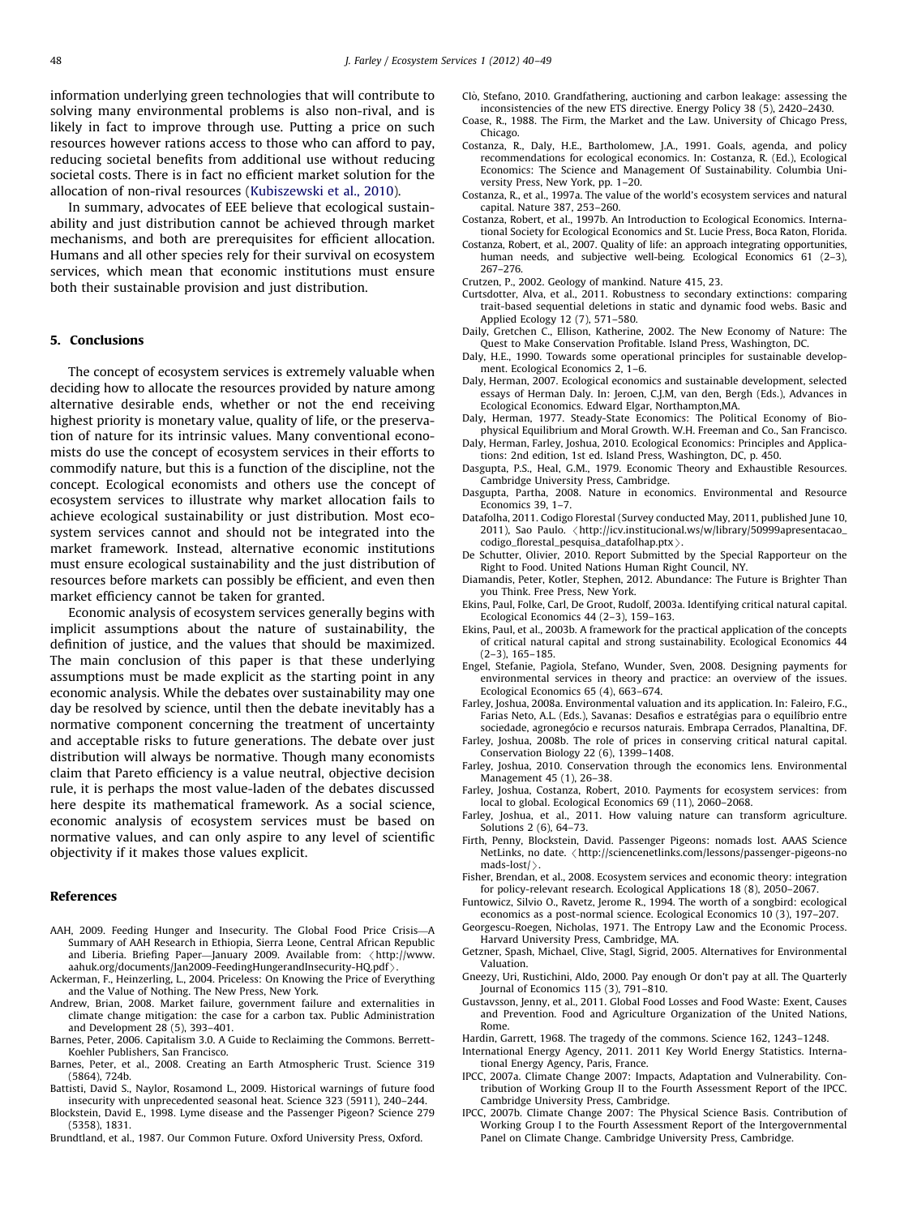information underlying green technologies that will contribute to solving many environmental problems is also non-rival, and is likely in fact to improve through use. Putting a price on such resources however rations access to those who can afford to pay, reducing societal benefits from additional use without reducing societal costs. There is in fact no efficient market solution for the allocation of non-rival resources (Kubiszewski et al., 2010).

In summary, advocates of EEE believe that ecological sustainability and just distribution cannot be achieved through market mechanisms, and both are prerequisites for efficient allocation. Humans and all other species rely for their survival on ecosystem services, which mean that economic institutions must ensure both their sustainable provision and just distribution.

## 5. Conclusions

The concept of ecosystem services is extremely valuable when deciding how to allocate the resources provided by nature among alternative desirable ends, whether or not the end receiving highest priority is monetary value, quality of life, or the preservation of nature for its intrinsic values. Many conventional economists do use the concept of ecosystem services in their efforts to commodify nature, but this is a function of the discipline, not the concept. Ecological economists and others use the concept of ecosystem services to illustrate why market allocation fails to achieve ecological sustainability or just distribution. Most ecosystem services cannot and should not be integrated into the market framework. Instead, alternative economic institutions must ensure ecological sustainability and the just distribution of resources before markets can possibly be efficient, and even then market efficiency cannot be taken for granted.

Economic analysis of ecosystem services generally begins with implicit assumptions about the nature of sustainability, the definition of justice, and the values that should be maximized. The main conclusion of this paper is that these underlying assumptions must be made explicit as the starting point in any economic analysis. While the debates over sustainability may one day be resolved by science, until then the debate inevitably has a normative component concerning the treatment of uncertainty and acceptable risks to future generations. The debate over just distribution will always be normative. Though many economists claim that Pareto efficiency is a value neutral, objective decision rule, it is perhaps the most value-laden of the debates discussed here despite its mathematical framework. As a social science, economic analysis of ecosystem services must be based on normative values, and can only aspire to any level of scientific objectivity if it makes those values explicit.

## References

AAH, 2009. Feeding Hunger and Insecurity. The Global Food Price Crisis—A Summary of AAH Research in Ethiopia, Sierra Leone, Central African Republic and Liberia. Briefing Paper—January 2009. Available from: 〈http://www.aahuk.org/documents/Jan2009-FeedingHungerandInsecurity-HQ.pdf〉.

Ackerman, F., Heinzerling, L., 2004. Priceless: On Knowing the Price of Everything and the Value of Nothing. The New Press, New York.

Andrew, Brian, 2008. Market failure, government failure and externalities in climate change mitigation: the case for a carbon tax. Public Administration and Development 28 (5), 393–401.

Barnes, Peter, 2006. Capitalism 3.0. A Guide to Reclaiming the Commons. Berrett-Koehler Publishers, San Francisco.

Barnes, Peter, et al., 2008. Creating an Earth Atmospheric Trust. Science 319 (5864), 724b.

Battisti, David S., Naylor, Rosamond L., 2009. Historical warnings of future food insecurity with unprecedented seasonal heat. Science 323 (5911), 240–244.

Blockstein, David E., 1998. Lyme disease and the Passenger Pigeon? Science 279 (5358), 1831.

Brundtland, et al., 1987. Our Common Future. Oxford University Press, Oxford.

Clò, Stefano, 2010. Grandfathering, auctioning and carbon leakage: assessing the inconsistencies of the new ETS directive. Energy Policy 38 (5), 2420–2430.

Coase, R., 1988. The Firm, the Market and the Law. University of Chicago Press, Chicago.

Costanza, R., Daly, H.E., Bartholomew, J.A., 1991. Goals, agenda, and policy recommendations for ecological economics. In: Costanza, R. (Ed.), Ecological Economics: The Science and Management Of Sustainability. Columbia University Press, New York, pp. 1–20.

Costanza, R., et al., 1997a. The value of the world's ecosystem services and natural capital. Nature 387, 253–260.

Costanza, Robert, et al., 1997b. An Introduction to Ecological Economics. International Society for Ecological Economics and St. Lucie Press, Boca Raton, Florida.

Costanza, Robert, et al., 2007. Quality of life: an approach integrating opportunities, human needs, and subjective well-being. Ecological Economics 61 (2–3), 267–276.

Crutzen, P., 2002. Geology of mankind. Nature 415, 23.

Curtsdotter, Alva, et al., 2011. Robustness to secondary extinctions: comparing trait-based sequential deletions in static and dynamic food webs. Basic and Applied Ecology 12 (7), 571–580.

Daily, Gretchen C., Ellison, Katherine, 2002. The New Economy of Nature: The Quest to Make Conservation Profitable. Island Press, Washington, DC.

Daly, H.E., 1990. Towards some operational principles for sustainable development. Ecological Economics 2, 1–6.

Daly, Herman, 2007. Ecological economics and sustainable development, selected essays of Herman Daly. In: Jeroen, C.J.M, van den, Bergh (Eds.), Advances in Ecological Economics. Edward Elgar, Northampton,MA.

Daly, Herman, 1977. Steady-State Economics: The Political Economy of Biophysical Equilibrium and Moral Growth. W.H. Freeman and Co., San Francisco.

Daly, Herman, Farley, Joshua, 2010. Ecological Economics: Principles and Applications: 2nd edition, 1st ed. Island Press, Washington, DC, p. 450.

Dasgupta, P.S., Heal, G.M., 1979. Economic Theory and Exhaustible Resources. Cambridge University Press, Cambridge.

Dasgupta, Partha, 2008. Nature in economics. Environmental and Resource Economics 39, 1–7.

Datafolha, 2011. Codigo Florestal (Survey conducted May, 2011, published June 10, 2011), Sao Paulo. 〈http://icv.institucional.ws/w/library/50999apresentacao_codigo_florestal_pesquisa_datafolhap.ptx〉.

De Schutter, Olivier, 2010. Report Submitted by the Special Rapporteur on the Right to Food. United Nations Human Right Council, NY.

Diamandis, Peter, Kotler, Stephen, 2012. Abundance: The Future is Brighter Than you Think. Free Press, New York.

Ekins, Paul, Folke, Carl, De Groot, Rudolf, 2003a. Identifying critical natural capital. Ecological Economics 44 (2–3), 159–163.

Ekins, Paul, et al., 2003b. A framework for the practical application of the concepts of critical natural capital and strong sustainability. Ecological Economics 44 (2–3), 165–185.

Engel, Stefanie, Pagiola, Stefano, Wunder, Sven, 2008. Designing payments for environmental services in theory and practice: an overview of the issues. Ecological Economics 65 (4), 663–674.

Farley, Joshua, 2008a. Environmental valuation and its application. In: Faleiro, F.G., Farias Neto, A.L. (Eds.), Savanas: Desafios e estratégias para o equilíbrio entre sociedade, agronegócio e recursos naturais. Embrapa Cerrados, Planaltina, DF.

Farley, Joshua, 2008b. The role of prices in conserving critical natural capital. Conservation Biology 22 (6), 1399–1408.

Farley, Joshua, 2010. Conservation through the economics lens. Environmental Management 45 (1), 26–38.

Farley, Joshua, Costanza, Robert, 2010. Payments for ecosystem services: from local to global. Ecological Economics 69 (11), 2060–2068.

Farley, Joshua, et al., 2011. How valuing nature can transform agriculture. Solutions 2 (6), 64–73.

Firth, Penny, Blockstein, David. Passenger Pigeons: nomads lost. AAAS Science NetLinks, no date. 〈http://sciencenetlinks.com/lessons/passenger-pigeons-nomads-lost/〉.

Fisher, Brendan, et al., 2008. Ecosystem services and economic theory: integration for policy-relevant research. Ecological Applications 18 (8), 2050–2067.

Funtowicz, Silvio O., Ravetz, Jerome R., 1994. The worth of a songbird: ecological economics as a post-normal science. Ecological Economics 10 (3), 197–207.

Georgescu-Roegen, Nicholas, 1971. The Entropy Law and the Economic Process. Harvard University Press, Cambridge, MA.

Getzner, Spash, Michael, Clive, Stagl, Sigrid, 2005. Alternatives for Environmental Valuation.

Gneezy, Uri, Rustichini, Aldo, 2000. Pay enough Or don't pay at all. The Quarterly Journal of Economics 115 (3), 791–810.

Gustavsson, Jenny, et al., 2011. Global Food Losses and Food Waste: Exent, Causes and Prevention. Food and Agriculture Organization of the United Nations, Rome.

Hardin, Garrett, 1968. The tragedy of the commons. Science 162, 1243–1248.

International Energy Agency, 2011. 2011 Key World Energy Statistics. International Energy Agency, Paris, France.

IPCC, 2007a. Climate Change 2007: Impacts, Adaptation and Vulnerability. Contribution of Working Group II to the Fourth Assessment Report of the IPCC. Cambridge University Press, Cambridge.

IPCC, 2007b. Climate Change 2007: The Physical Science Basis. Contribution of Working Group I to the Fourth Assessment Report of the Intergovernmental Panel on Climate Change. Cambridge University Press, Cambridge.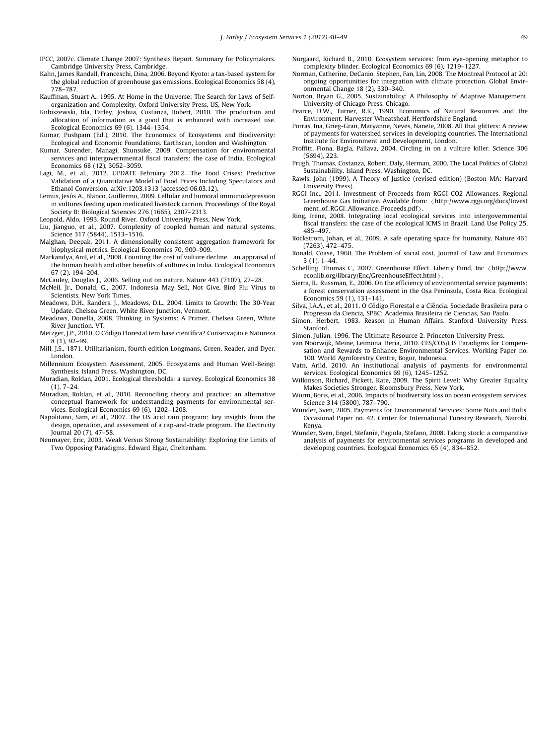IPCC, 2007c. Climate Change 2007: Synthesis Report. Summary for Policymakers. Cambridge University Press, Cambridge.

Kahn, James Randall, Franceschi, Dina, 2006. Beyond Kyoto: a tax-based system for the global reduction of greenhouse gas emissions. Ecological Economics 58 (4), 778–787.

Kauffman, Stuart A., 1995. At Home in the Universe: The Search for Laws of Self-organization and Complexity. Oxford University Press, US, New York.

Kubiszewski, Ida, Farley, Joshua, Costanza, Robert, 2010. The production and allocation of information as a good that is enhanced with increased use. Ecological Economics 69 (6), 1344–1354.

Kumar, Pushpam (Ed.), 2010. The Economics of Ecosystems and Biodiversity: Ecological and Economic Foundations. Earthscan, London and Washington.

Kumar, Surender, Managi, Shunsuke, 2009. Compensation for environmental services and intergovernmental fiscal transfers: the case of India. Ecological Economics 68 (12), 3052–3059.

Lagi, M., et al., 2012. UPDATE February 2012—The Food Crises: Predictive Validation of a Quantitative Model of Food Prices Including Speculators and Ethanol Conversion. arXiv:1203.1313 (accessed 06.03.12).

Lemus, Jesús A., Blanco, Guillermo, 2009. Cellular and humoral immunodepression in vultures feeding upon medicated livestock carrion. Proceedings of the Royal Society B: Biological Sciences 276 (1665), 2307–2313.

Leopold, Aldo, 1993. Round River. Oxford University Press, New York.

Liu, Jianguo, et al., 2007. Complexity of coupled human and natural systems. Science 317 (5844), 1513–1516.

Malghan, Deepak, 2011. A dimensionally consistent aggregation framework for biophysical metrics. Ecological Economics 70, 900–909.

Markandya, Anil, et al., 2008. Counting the cost of vulture decline—an appraisal of the human health and other benefits of vultures in India. Ecological Economics 67 (2), 194–204.

McCauley, Douglas J., 2006. Selling out on nature. Nature 443 (7107), 27–28.

McNeil, Jr., Donald, G., 2007. Indonesia May Sell, Not Give, Bird Flu Virus to Scientists. New York Times.

Meadows, D.H., Randers, J., Meadows, D.L., 2004. Limits to Growth: The 30-Year Update. Chelsea Green, White River Junction, Vermont.

Meadows, Donella, 2008. Thinking in Systems: A Primer. Chelsea Green, White River Junction. VT.

Metzger, J.P., 2010. O Código Florestal tem base científica? Conservação e Natureza 8 (1), 92–99.

Mill, J.S., 1871. Utilitarianism, fourth edition Longmans, Green, Reader, and Dyer, London.

Millennium Ecosystem Assessment, 2005. Ecosystems and Human Well-Being: Synthesis. Island Press, Washington, DC.

Muradian, Roldan, 2001. Ecological thresholds: a survey. Ecological Economics 38 (1), 7–24.

Muradian, Roldan, et al., 2010. Reconciling theory and practice: an alternative conceptual framework for understanding payments for environmental services. Ecological Economics 69 (6), 1202–1208.

Napolitano, Sam, et al., 2007. The US acid rain program: key insights from the design, operation, and assessment of a cap-and-trade program. The Electricity Journal 20 (7), 47–58.

Neumayer, Eric, 2003. Weak Versus Strong Sustainability: Exploring the Limits of Two Opposing Paradigms. Edward Elgar, Cheltenham.

Norgaard, Richard B., 2010. Ecosystem services: from eye-opening metaphor to complexity blinder. Ecological Economics 69 (6), 1219–1227.

Norman, Catherine, DeCanio, Stephen, Fan, Lin, 2008. The Montreal Protocol at 20: ongoing opportunities for integration with climate protection. Global Environmental Change 18 (2), 330–340.

Norton, Bryan G., 2005. Sustainability: A Philosophy of Adaptive Management. University of Chicago Press, Chicago.

Pearce, D.W., Turner, R.K., 1990. Economics of Natural Resources and the Environment. Harvester Wheatsheaf, Hertfordshire England.

Porras, Ina, Grieg-Gran, Maryanne, Neves, Nanete, 2008. All that glitters: A review of payments for watershed services in developing countries. The International Institute for Environment and Development, London.

Proffitt, Fiona, Bagla, Pallava, 2004. Circling in on a vulture killer. Science 306 (5694), 223.

Prugh, Thomas, Costanza, Robert, Daly, Herman, 2000. The Local Politics of Global Sustainability. Island Press, Washington, DC.

Rawls, John (1999), A Theory of Justice (revised edition) (Boston MA: Harvard University Press).

RGGI Inc., 2011. Investment of Proceeds from RGGI CO2 Allowances. Regional Greenhouse Gas Initiative. Available from: 〈http://www.rggi.org/docs/Investment_of_RGGI_Allowance_Proceeds.pdf〉.

Ring, Irene, 2008. Integrating local ecological services into intergovernmental fiscal transfers: the case of the ecological ICMS in Brazil. Land Use Policy 25, 485–497.

Rockstrom, Johan, et al., 2009. A safe operating space for humanity. Nature 461 (7263), 472–475.

Ronald, Coase, 1960. The Problem of social cost. Journal of Law and Economics 3 (1), 1–44.

Schelling, Thomas C., 2007. Greenhouse Effect. Liberty Fund, Inc 〈http://www.econlib.org/library/Enc/GreenhouseEffect.html〉.

Sierra, R., Russman, E., 2006. On the efficiency of environmental service payments: a forest conservation assessment in the Osa Peninsula, Costa Rica. Ecological Economics 59 (1), 131–141.

Silva, J.A.A., et al., 2011. O Código Florestal e a Ciência. Sociedade Brasileira para o Progresso da Ciencia, SPBC; Academia Brasileira de Ciencias, Sao Paulo.

Simon, Herbert, 1983. Reason in Human Affairs. Stanford University Press, Stanford.

Simon, Julian, 1996. The Ultimate Resource 2. Princeton University Press.

van Noorwijk, Meine, Leimona, Beria, 2010. CES/COS/CIS Paradigms for Compensation and Rewards to Enhance Environmental Services. Working Paper no. 100. World Agroforestry Centre, Bogor, Indonesia.

Vatn, Arild, 2010. An institutional analysis of payments for environmental services. Ecological Economics 69 (6), 1245–1252.

Wilkinson, Richard, Pickett, Kate, 2009. The Spirit Level: Why Greater Equality Makes Societies Stronger. Bloomsbury Press, New York.

Worm, Boris, et al., 2006. Impacts of biodiversity loss on ocean ecosystem services. Science 314 (5800), 787–790.

Wunder, Sven, 2005. Payments for Environmental Services: Some Nuts and Bolts. Occasional Paper no. 42. Center for International Forestry Research, Nairobi, Kenya.

Wunder, Sven, Engel, Stefanie, Pagiola, Stefano, 2008. Taking stock: a comparative analysis of payments for environmental services programs in developed and developing countries. Ecological Economics 65 (4), 834–852.